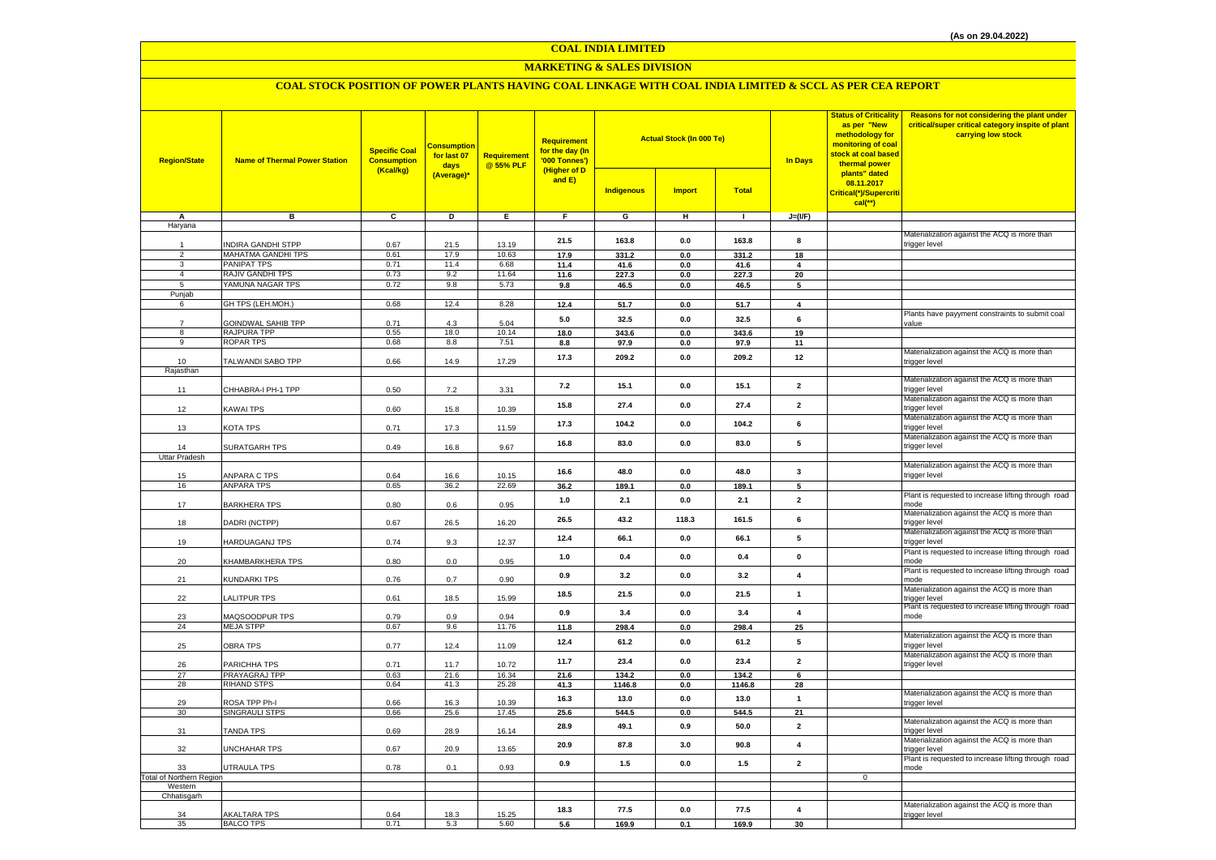(As on 29.04.2022)

# COAL INDIA LIMITED

## MARKETING & SALES DIVISION

### COAL STOCK POSITION OF POWER PLANTS HAVING COAL LINKAGE WITH COAL INDIA LIMITED & SCCL AS PER CEA REPORT

| Region/State | Name of Thermal Power Station | Specific Coal Consumption (Kcal/kg) | Consumption for last 07 days (Average)* | Requirement @ 55% PLF | Requirement for the day (In '000 Tonnes') (Higher of D and E) | Actual Stock (In 000 Te) | | | In Days | Status of Criticality as per "New methodology for monitoring of coal stock at coal based thermal power plants" dated 08.11.2017 Critical(*)/Supercritical(**) | Reasons for not considering the plant under critical/super critical category inspite of plant carrying low stock |
|---|---|---|---|---|---|---|---|---|---|---|---|
| | | | | | | Indigenous | Import | Total | | | |
| A | B | C | D | E | F | G | H | I | J=(I/F) | | |
| Haryana | | | | | | | | | | | |
| 1 | INDIRA GANDHI STPP | 0.67 | 21.5 | 13.19 | 21.5 | 163.8 | 0.0 | 163.8 | 8 | | Materialization against the ACQ is more than trigger level |
| 2 | MAHATMA GANDHI TPS | 0.61 | 17.9 | 10.63 | 17.9 | 331.2 | 0.0 | 331.2 | 18 | | |
| 3 | PANIPAT TPS | 0.71 | 11.4 | 6.68 | 11.4 | 41.6 | 0.0 | 41.6 | 4 | | |
| 4 | RAJIV GANDHI TPS | 0.73 | 9.2 | 11.64 | 11.6 | 227.3 | 0.0 | 227.3 | 20 | | |
| 5 | YAMUNA NAGAR TPS | 0.72 | 9.8 | 5.73 | 9.8 | 46.5 | 0.0 | 46.5 | 5 | | |
| Punjab | | | | | | | | | | | |
| 6 | GH TPS (LEH.MOH.) | 0.68 | 12.4 | 8.28 | 12.4 | 51.7 | 0.0 | 51.7 | 4 | | |
| 7 | GOINDWAL SAHIB TPP | 0.71 | 4.3 | 5.04 | 5.0 | 32.5 | 0.0 | 32.5 | 6 | | Plants have payyment constraints to submit coal value |
| 8 | RAJPURA TPP | 0.55 | 18.0 | 10.14 | 18.0 | 343.6 | 0.0 | 343.6 | 19 | | |
| 9 | ROPAR TPS | 0.68 | 8.8 | 7.51 | 8.8 | 97.9 | 0.0 | 97.9 | 11 | | |
| 10 | TALWANDI SABO TPP | 0.66 | 14.9 | 17.29 | 17.3 | 209.2 | 0.0 | 209.2 | 12 | | Materialization against the ACQ is more than trigger level |
| Rajasthan | | | | | | | | | | | |
| 11 | CHHABRA-I PH-1 TPP | 0.50 | 7.2 | 3.31 | 7.2 | 15.1 | 0.0 | 15.1 | 2 | | Materialization against the ACQ is more than trigger level |
| 12 | KAWAI TPS | 0.60 | 15.8 | 10.39 | 15.8 | 27.4 | 0.0 | 27.4 | 2 | | Materialization against the ACQ is more than trigger level |
| 13 | KOTA TPS | 0.71 | 17.3 | 11.59 | 17.3 | 104.2 | 0.0 | 104.2 | 6 | | Materialization against the ACQ is more than trigger level |
| 14 | SURATGARH TPS | 0.49 | 16.8 | 9.67 | 16.8 | 83.0 | 0.0 | 83.0 | 5 | | Materialization against the ACQ is more than trigger level |
| Uttar Pradesh | | | | | | | | | | | |
| 15 | ANPARA C TPS | 0.64 | 16.6 | 10.15 | 16.6 | 48.0 | 0.0 | 48.0 | 3 | | Materialization against the ACQ is more than trigger level |
| 16 | ANPARA TPS | 0.65 | 36.2 | 22.69 | 36.2 | 189.1 | 0.0 | 189.1 | 5 | | |
| 17 | BARKHERA TPS | 0.80 | 0.6 | 0.95 | 1.0 | 2.1 | 0.0 | 2.1 | 2 | | Plant is requested to increase lifting through road mode |
| 18 | DADRI (NCTPP) | 0.67 | 26.5 | 16.20 | 26.5 | 43.2 | 118.3 | 161.5 | 6 | | Materialization against the ACQ is more than trigger level |
| 19 | HARDUAGANJ TPS | 0.74 | 9.3 | 12.37 | 12.4 | 66.1 | 0.0 | 66.1 | 5 | | Materialization against the ACQ is more than trigger level |
| 20 | KHAMBARKHERA TPS | 0.80 | 0.0 | 0.95 | 1.0 | 0.4 | 0.0 | 0.4 | 0 | | Plant is requested to increase lifting through road mode |
| 21 | KUNDARKI TPS | 0.76 | 0.7 | 0.90 | 0.9 | 3.2 | 0.0 | 3.2 | 4 | | Plant is requested to increase lifting through road mode |
| 22 | LALITPUR TPS | 0.61 | 18.5 | 15.99 | 18.5 | 21.5 | 0.0 | 21.5 | 1 | | Materialization against the ACQ is more than trigger level |
| 23 | MAQSOODPUR TPS | 0.79 | 0.9 | 0.94 | 0.9 | 3.4 | 0.0 | 3.4 | 4 | | Plant is requested to increase lifting through road mode |
| 24 | MEJA STPP | 0.67 | 9.6 | 11.76 | 11.8 | 298.4 | 0.0 | 298.4 | 25 | | |
| 25 | OBRA TPS | 0.77 | 12.4 | 11.09 | 12.4 | 61.2 | 0.0 | 61.2 | 5 | | Materialization against the ACQ is more than trigger level |
| 26 | PARICHHA TPS | 0.71 | 11.7 | 10.72 | 11.7 | 23.4 | 0.0 | 23.4 | 2 | | Materialization against the ACQ is more than trigger level |
| 27 | PRAYAGRAJ TPP | 0.63 | 21.6 | 16.34 | 21.6 | 134.2 | 0.0 | 134.2 | 6 | | |
| 28 | RIHAND STPS | 0.64 | 41.3 | 25.28 | 41.3 | 1146.8 | 0.0 | 1146.8 | 28 | | |
| 29 | ROSA TPP Ph-I | 0.66 | 16.3 | 10.39 | 16.3 | 13.0 | 0.0 | 13.0 | 1 | | Materialization against the ACQ is more than trigger level |
| 30 | SINGRAULI STPS | 0.66 | 25.6 | 17.45 | 25.6 | 544.5 | 0.0 | 544.5 | 21 | | |
| 31 | TANDA TPS | 0.69 | 28.9 | 16.14 | 28.9 | 49.1 | 0.9 | 50.0 | 2 | | Materialization against the ACQ is more than trigger level |
| 32 | UNCHAHAR TPS | 0.67 | 20.9 | 13.65 | 20.9 | 87.8 | 3.0 | 90.8 | 4 | | Materialization against the ACQ is more than trigger level |
| 33 | UTRAULA TPS | 0.78 | 0.1 | 0.93 | 0.9 | 1.5 | 0.0 | 1.5 | 2 | | Plant is requested to increase lifting through road mode |
| Total of Northern Region | | | | | | | | | | 0 | |
| Western | | | | | | | | | | | |
| Chhatisgarh | | | | | | | | | | | |
| 34 | AKALTARA TPS | 0.64 | 18.3 | 15.25 | 18.3 | 77.5 | 0.0 | 77.5 | 4 | | Materialization against the ACQ is more than trigger level |
| 35 | BALCO TPS | 0.71 | 5.3 | 5.60 | 5.6 | 169.9 | 0.1 | 169.9 | 30 | | |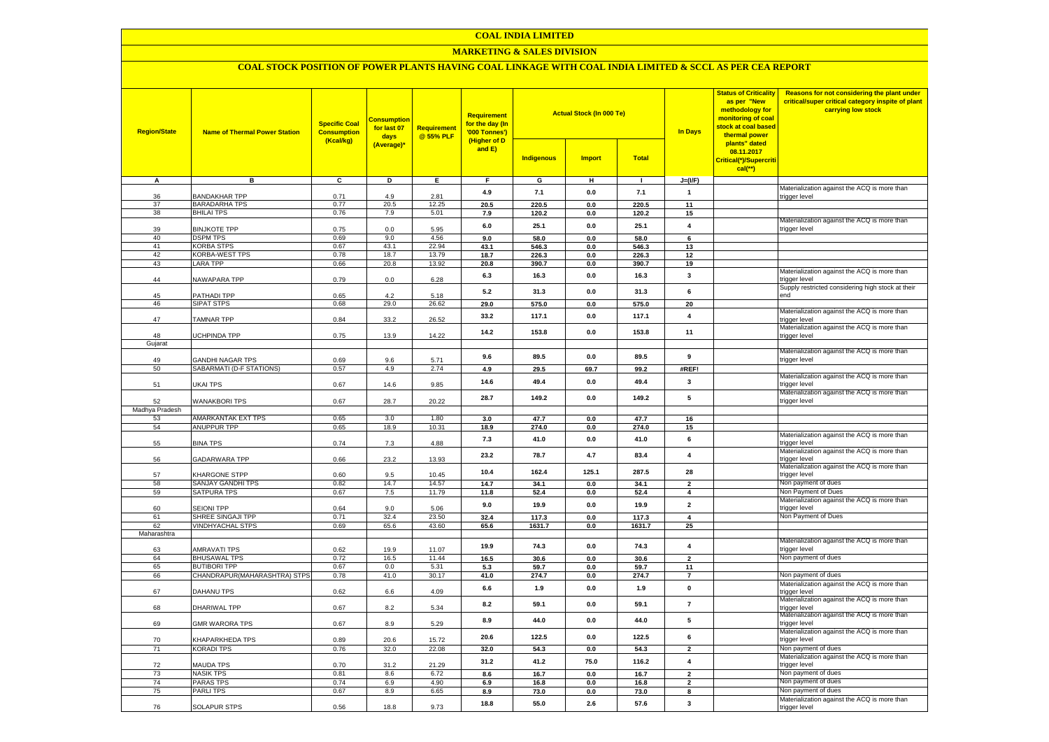# COAL INDIA LIMITED

## MARKETING & SALES DIVISION

### COAL STOCK POSITION OF POWER PLANTS HAVING COAL LINKAGE WITH COAL INDIA LIMITED & SCCL AS PER CEA REPORT

| Region/State | Name of Thermal Power Station | Specific Coal Consumption (Kcal/kg) | Consumption for last 07 days (Average)* | Requirement @ 55% PLF | Requirement for the day (In '000 Tonnes') (Higher of D and E) | Actual Stock (In 000 Te) | | | In Days | Status of Criticality as per "New methodology for monitoring of coal stock at coal based thermal power plants" dated 08.11.2017 Critical(*)/Supercritical(**) | Reasons for not considering the plant under critical/super critical category inspite of plant carrying low stock |
|---|---|---|---|---|---|---|---|---|---|---|---|
| | | | | | | Indigenous | Import | Total | | | |
| A | B | C | D | E | F | G | H | I | J=(I/F) | | |
| 36 | BANDAKHAR TPP | 0.71 | 4.9 | 2.81 | 4.9 | 7.1 | 0.0 | 7.1 | 1 | | Materialization against the ACQ is more than trigger level |
| 37 | BARADARHA TPS | 0.77 | 20.5 | 12.25 | 20.5 | 220.5 | 0.0 | 220.5 | 11 | | |
| 38 | BHILAI TPS | 0.76 | 7.9 | 5.01 | 7.9 | 120.2 | 0.0 | 120.2 | 15 | | |
| 39 | BINJKOTE TPP | 0.75 | 0.0 | 5.95 | 6.0 | 25.1 | 0.0 | 25.1 | 4 | | Materialization against the ACQ is more than trigger level |
| 40 | DSPM TPS | 0.69 | 9.0 | 4.56 | 9.0 | 58.0 | 0.0 | 58.0 | 6 | | |
| 41 | KORBA STPS | 0.67 | 43.1 | 22.94 | 43.1 | 546.3 | 0.0 | 546.3 | 13 | | |
| 42 | KORBA-WEST TPS | 0.78 | 18.7 | 13.79 | 18.7 | 226.3 | 0.0 | 226.3 | 12 | | |
| 43 | LARA TPP | 0.66 | 20.8 | 13.92 | 20.8 | 390.7 | 0.0 | 390.7 | 19 | | |
| 44 | NAWAPARA TPP | 0.79 | 0.0 | 6.28 | 6.3 | 16.3 | 0.0 | 16.3 | 3 | | Materialization against the ACQ is more than trigger level |
| 45 | PATHADI TPP | 0.65 | 4.2 | 5.18 | 5.2 | 31.3 | 0.0 | 31.3 | 6 | | Supply restricted considering high stock at their end |
| 46 | SIPAT STPS | 0.68 | 29.0 | 26.62 | 29.0 | 575.0 | 0.0 | 575.0 | 20 | | |
| 47 | TAMNAR TPP | 0.84 | 33.2 | 26.52 | 33.2 | 117.1 | 0.0 | 117.1 | 4 | | Materialization against the ACQ is more than trigger level |
| 48 | UCHPINDA TPP | 0.75 | 13.9 | 14.22 | 14.2 | 153.8 | 0.0 | 153.8 | 11 | | Materialization against the ACQ is more than trigger level |
| Gujarat | | | | | | | | | | | |
| 49 | GANDHI NAGAR TPS | 0.69 | 9.6 | 5.71 | 9.6 | 89.5 | 0.0 | 89.5 | 9 | | Materialization against the ACQ is more than trigger level |
| 50 | SABARMATI (D-F STATIONS) | 0.57 | 4.9 | 2.74 | 4.9 | 29.5 | 69.7 | 99.2 | #REF! | | |
| 51 | UKAI TPS | 0.67 | 14.6 | 9.85 | 14.6 | 49.4 | 0.0 | 49.4 | 3 | | Materialization against the ACQ is more than trigger level |
| 52 | WANAKBORI TPS | 0.67 | 28.7 | 20.22 | 28.7 | 149.2 | 0.0 | 149.2 | 5 | | Materialization against the ACQ is more than trigger level |
| Madhya Pradesh | | | | | | | | | | | |
| 53 | AMARKANTAK EXT TPS | 0.65 | 3.0 | 1.80 | 3.0 | 47.7 | 0.0 | 47.7 | 16 | | |
| 54 | ANUPPUR TPP | 0.65 | 18.9 | 10.31 | 18.9 | 274.0 | 0.0 | 274.0 | 15 | | |
| 55 | BINA TPS | 0.74 | 7.3 | 4.88 | 7.3 | 41.0 | 0.0 | 41.0 | 6 | | Materialization against the ACQ is more than trigger level |
| 56 | GADARWARA TPP | 0.66 | 23.2 | 13.93 | 23.2 | 78.7 | 4.7 | 83.4 | 4 | | Materialization against the ACQ is more than trigger level |
| 57 | KHARGONE STPP | 0.60 | 9.5 | 10.45 | 10.4 | 162.4 | 125.1 | 287.5 | 28 | | Materialization against the ACQ is more than trigger level |
| 58 | SANJAY GANDHI TPS | 0.82 | 14.7 | 14.57 | 14.7 | 34.1 | 0.0 | 34.1 | 2 | | Non payment of dues |
| 59 | SATPURA TPS | 0.67 | 7.5 | 11.79 | 11.8 | 52.4 | 0.0 | 52.4 | 4 | | Non Payment of Dues |
| 60 | SEIONI TPP | 0.64 | 9.0 | 5.06 | 9.0 | 19.9 | 0.0 | 19.9 | 2 | | Materialization against the ACQ is more than trigger level |
| 61 | SHREE SINGAJI TPP | 0.71 | 32.4 | 23.50 | 32.4 | 117.3 | 0.0 | 117.3 | 4 | | Non Payment of Dues |
| 62 | VINDHYACHAL STPS | 0.69 | 65.6 | 43.60 | 65.6 | 1631.7 | 0.0 | 1631.7 | 25 | | |
| Maharashtra | | | | | | | | | | | |
| 63 | AMRAVATI TPS | 0.62 | 19.9 | 11.07 | 19.9 | 74.3 | 0.0 | 74.3 | 4 | | Materialization against the ACQ is more than trigger level |
| 64 | BHUSAWAL TPS | 0.72 | 16.5 | 11.44 | 16.5 | 30.6 | 0.0 | 30.6 | 2 | | Non payment of dues |
| 65 | BUTIBORI TPP | 0.67 | 0.0 | 5.31 | 5.3 | 59.7 | 0.0 | 59.7 | 11 | | |
| 66 | CHANDRAPUR(MAHARASHTRA) STPS | 0.78 | 41.0 | 30.17 | 41.0 | 274.7 | 0.0 | 274.7 | 7 | | Non payment of dues |
| 67 | DAHANU TPS | 0.62 | 6.6 | 4.09 | 6.6 | 1.9 | 0.0 | 1.9 | 0 | | Materialization against the ACQ is more than trigger level |
| 68 | DHARIWAL TPP | 0.67 | 8.2 | 5.34 | 8.2 | 59.1 | 0.0 | 59.1 | 7 | | Materialization against the ACQ is more than trigger level |
| 69 | GMR WARORA TPS | 0.67 | 8.9 | 5.29 | 8.9 | 44.0 | 0.0 | 44.0 | 5 | | Materialization against the ACQ is more than trigger level |
| 70 | KHAPARKHEDA TPS | 0.89 | 20.6 | 15.72 | 20.6 | 122.5 | 0.0 | 122.5 | 6 | | Materialization against the ACQ is more than trigger level |
| 71 | KORADI TPS | 0.76 | 32.0 | 22.08 | 32.0 | 54.3 | 0.0 | 54.3 | 2 | | Non payment of dues |
| 72 | MAUDA TPS | 0.70 | 31.2 | 21.29 | 31.2 | 41.2 | 75.0 | 116.2 | 4 | | Materialization against the ACQ is more than trigger level |
| 73 | NASIK TPS | 0.81 | 8.6 | 6.72 | 8.6 | 16.7 | 0.0 | 16.7 | 2 | | Non payment of dues |
| 74 | PARAS TPS | 0.74 | 6.9 | 4.90 | 6.9 | 16.8 | 0.0 | 16.8 | 2 | | Non payment of dues |
| 75 | PARLI TPS | 0.67 | 8.9 | 6.65 | 8.9 | 73.0 | 0.0 | 73.0 | 8 | | Non payment of dues |
| 76 | SOLAPUR STPS | 0.56 | 18.8 | 9.73 | 18.8 | 55.0 | 2.6 | 57.6 | 3 | | Materialization against the ACQ is more than trigger level |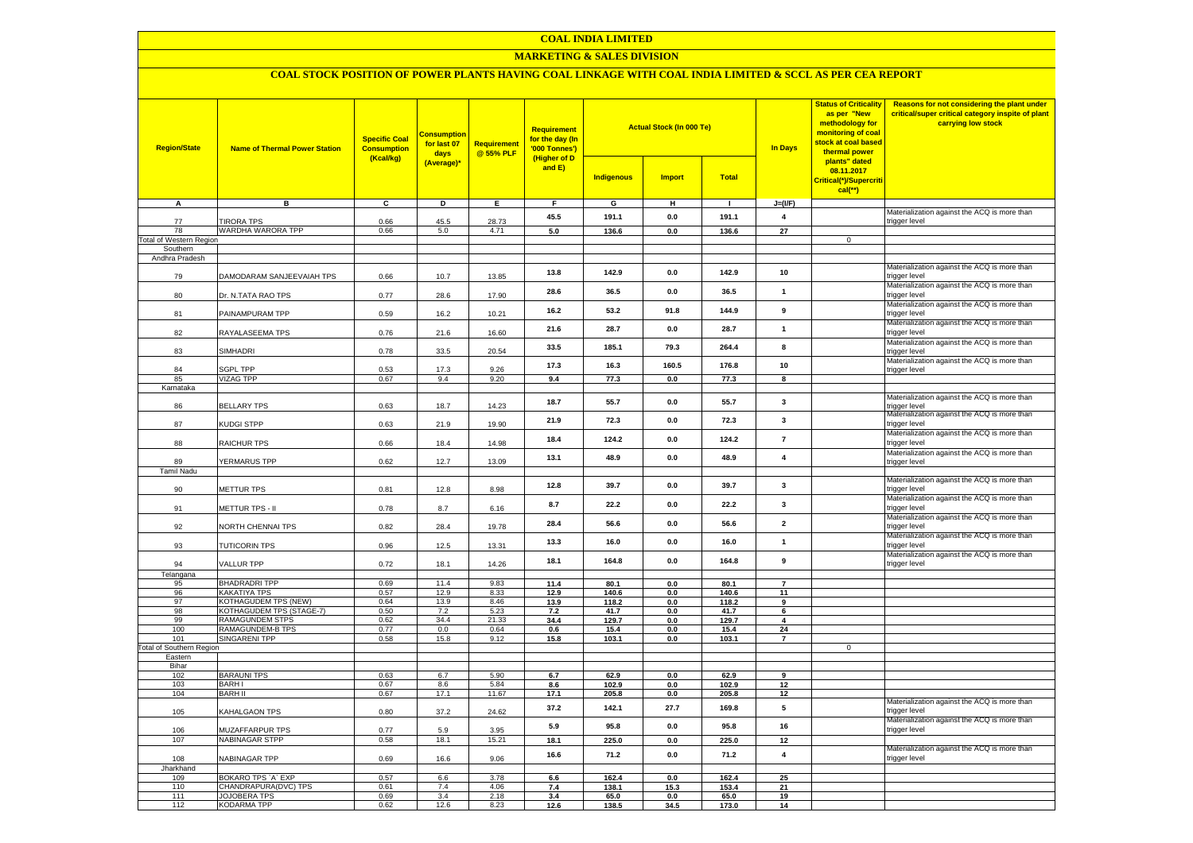# COAL INDIA LIMITED

## MARKETING & SALES DIVISION

### COAL STOCK POSITION OF POWER PLANTS HAVING COAL LINKAGE WITH COAL INDIA LIMITED & SCCL AS PER CEA REPORT

| Region/State | Name of Thermal Power Station | Specific Coal Consumption (Kcal/kg) | Consumption for last 07 days (Average)* | Requirement @ 55% PLF | Requirement for the day (In '000 Tonnes') (Higher of D and E) | Actual Stock (In 000 Te) | | | In Days | Status of Criticality as per "New methodology for monitoring of coal stock at coal based thermal power plants" dated 08.11.2017 Critical(*)/Supercritical(**) | Reasons for not considering the plant under critical/super critical category inspite of plant carrying low stock |
|---|---|---|---|---|---|---|---|---|---|---|---|
| | | | | | | Indigenous | Import | Total | | | |
| A | B | C | D | E | F | G | H | I | J=(I/F) | | |
| 77 | TIRORA TPS | 0.66 | 45.5 | 28.73 | 45.5 | 191.1 | 0.0 | 191.1 | 4 | | Materialization against the ACQ is more than trigger level |
| 78 | WARDHA WARORA TPP | 0.66 | 5.0 | 4.71 | 5.0 | 136.6 | 0.0 | 136.6 | 27 | | |
| Total of Western Region | | | | | | | | | | 0 | |
| Southern | | | | | | | | | | | |
| Andhra Pradesh | | | | | | | | | | | |
| 79 | DAMODARAM SANJEEVAIAH TPS | 0.66 | 10.7 | 13.85 | 13.8 | 142.9 | 0.0 | 142.9 | 10 | | Materialization against the ACQ is more than trigger level |
| 80 | Dr. N.TATA RAO TPS | 0.77 | 28.6 | 17.90 | 28.6 | 36.5 | 0.0 | 36.5 | 1 | | Materialization against the ACQ is more than trigger level |
| 81 | PAINAMPURAM TPP | 0.59 | 16.2 | 10.21 | 16.2 | 53.2 | 91.8 | 144.9 | 9 | | Materialization against the ACQ is more than trigger level |
| 82 | RAYALASEEMA TPS | 0.76 | 21.6 | 16.60 | 21.6 | 28.7 | 0.0 | 28.7 | 1 | | Materialization against the ACQ is more than trigger level |
| 83 | SIMHADRI | 0.78 | 33.5 | 20.54 | 33.5 | 185.1 | 79.3 | 264.4 | 8 | | Materialization against the ACQ is more than trigger level |
| 84 | SGPL TPP | 0.53 | 17.3 | 9.26 | 17.3 | 16.3 | 160.5 | 176.8 | 10 | | Materialization against the ACQ is more than trigger level |
| 85 | VIZAG TPP | 0.67 | 9.4 | 9.20 | 9.4 | 77.3 | 0.0 | 77.3 | 8 | | |
| Karnataka | | | | | | | | | | | |
| 86 | BELLARY TPS | 0.63 | 18.7 | 14.23 | 18.7 | 55.7 | 0.0 | 55.7 | 3 | | Materialization against the ACQ is more than trigger level |
| 87 | KUDGI STPP | 0.63 | 21.9 | 19.90 | 21.9 | 72.3 | 0.0 | 72.3 | 3 | | Materialization against the ACQ is more than trigger level |
| 88 | RAICHUR TPS | 0.66 | 18.4 | 14.98 | 18.4 | 124.2 | 0.0 | 124.2 | 7 | | Materialization against the ACQ is more than trigger level |
| 89 | YERMARUS TPP | 0.62 | 12.7 | 13.09 | 13.1 | 48.9 | 0.0 | 48.9 | 4 | | Materialization against the ACQ is more than trigger level |
| Tamil Nadu | | | | | | | | | | | |
| 90 | METTUR TPS | 0.81 | 12.8 | 8.98 | 12.8 | 39.7 | 0.0 | 39.7 | 3 | | Materialization against the ACQ is more than trigger level |
| 91 | METTUR TPS - II | 0.78 | 8.7 | 6.16 | 8.7 | 22.2 | 0.0 | 22.2 | 3 | | Materialization against the ACQ is more than trigger level |
| 92 | NORTH CHENNAI TPS | 0.82 | 28.4 | 19.78 | 28.4 | 56.6 | 0.0 | 56.6 | 2 | | Materialization against the ACQ is more than trigger level |
| 93 | TUTICORIN TPS | 0.96 | 12.5 | 13.31 | 13.3 | 16.0 | 0.0 | 16.0 | 1 | | Materialization against the ACQ is more than trigger level |
| 94 | VALLUR TPP | 0.72 | 18.1 | 14.26 | 18.1 | 164.8 | 0.0 | 164.8 | 9 | | Materialization against the ACQ is more than trigger level |
| Telangana | | | | | | | | | | | |
| 95 | BHADRADRI TPP | 0.69 | 11.4 | 9.83 | 11.4 | 80.1 | 0.0 | 80.1 | 7 | | |
| 96 | KAKATIYA TPS | 0.57 | 12.9 | 8.33 | 12.9 | 140.6 | 0.0 | 140.6 | 11 | | |
| 97 | KOTHAGUDEM TPS (NEW) | 0.64 | 13.9 | 8.46 | 13.9 | 118.2 | 0.0 | 118.2 | 9 | | |
| 98 | KOTHAGUDEM TPS (STAGE-7) | 0.50 | 7.2 | 5.23 | 7.2 | 41.7 | 0.0 | 41.7 | 6 | | |
| 99 | RAMAGUNDEM STPS | 0.62 | 34.4 | 21.33 | 34.4 | 129.7 | 0.0 | 129.7 | 4 | | |
| 100 | RAMAGUNDEM-B TPS | 0.77 | 0.0 | 0.64 | 0.6 | 15.4 | 0.0 | 15.4 | 24 | | |
| 101 | SINGARENI TPP | 0.58 | 15.8 | 9.12 | 15.8 | 103.1 | 0.0 | 103.1 | 7 | | |
| Total of Southern Region | | | | | | | | | | 0 | |
| Eastern | | | | | | | | | | | |
| Bihar | | | | | | | | | | | |
| 102 | BARAUNI TPS | 0.63 | 6.7 | 5.90 | 6.7 | 62.9 | 0.0 | 62.9 | 9 | | |
| 103 | BARH I | 0.67 | 8.6 | 5.84 | 8.6 | 102.9 | 0.0 | 102.9 | 12 | | |
| 104 | BARH II | 0.67 | 17.1 | 11.67 | 17.1 | 205.8 | 0.0 | 205.8 | 12 | | |
| 105 | KAHALGAON TPS | 0.80 | 37.2 | 24.62 | 37.2 | 142.1 | 27.7 | 169.8 | 5 | | Materialization against the ACQ is more than trigger level |
| 106 | MUZAFFARPUR TPS | 0.77 | 5.9 | 3.95 | 5.9 | 95.8 | 0.0 | 95.8 | 16 | | Materialization against the ACQ is more than trigger level |
| 107 | NABINAGAR STPP | 0.58 | 18.1 | 15.21 | 18.1 | 225.0 | 0.0 | 225.0 | 12 | | |
| 108 | NABINAGAR TPP | 0.69 | 16.6 | 9.06 | 16.6 | 71.2 | 0.0 | 71.2 | 4 | | Materialization against the ACQ is more than trigger level |
| Jharkhand | | | | | | | | | | | |
| 109 | BOKARO TPS `A` EXP | 0.57 | 6.6 | 3.78 | 6.6 | 162.4 | 0.0 | 162.4 | 25 | | |
| 110 | CHANDRAPURA(DVC) TPS | 0.61 | 7.4 | 4.06 | 7.4 | 138.1 | 15.3 | 153.4 | 21 | | |
| 111 | JOJOBERA TPS | 0.69 | 3.4 | 2.18 | 3.4 | 65.0 | 0.0 | 65.0 | 19 | | |
| 112 | KODARMA TPP | 0.62 | 12.6 | 8.23 | 12.6 | 138.5 | 34.5 | 173.0 | 14 | | |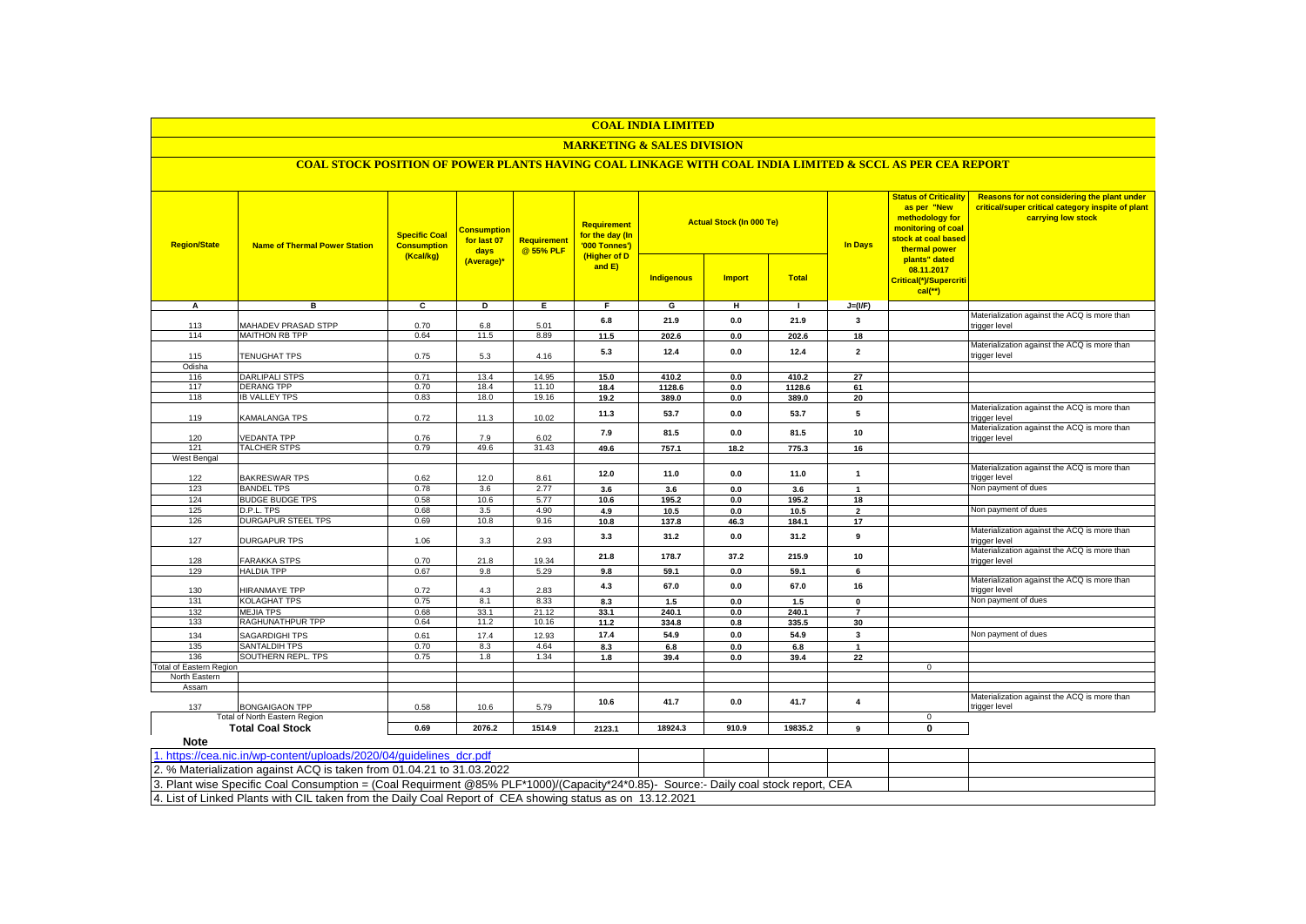# COAL INDIA LIMITED

## MARKETING & SALES DIVISION

### COAL STOCK POSITION OF POWER PLANTS HAVING COAL LINKAGE WITH COAL INDIA LIMITED & SCCL AS PER CEA REPORT

| Region/State | Name of Thermal Power Station | Specific Coal Consumption (Kcal/kg) | Consumption for last 07 days (Average)* | Requirement @ 55% PLF | Requirement for the day (In '000 Tonnes') (Higher of D and E) | Actual Stock (In 000 Te) | | | In Days | Status of Criticality as per "New methodology for monitoring of coal stock at coal based thermal power plants" dated 08.11.2017 Critical(*)/Supercritical(**) | Reasons for not considering the plant under critical/super critical category inspite of plant carrying low stock |
|---|---|---|---|---|---|---|---|---|---|---|---|
| | | | | | | Indigenous | Import | Total | | | |
| A | B | C | D | E | F | G | H | I | J=(I/F) | | |
| 113 | MAHADEV PRASAD STPP | 0.70 | 6.8 | 5.01 | 6.8 | 21.9 | 0.0 | 21.9 | 3 | | Materialization against the ACQ is more than trigger level |
| 114 | MAITHON RB TPP | 0.64 | 11.5 | 8.89 | 11.5 | 202.6 | 0.0 | 202.6 | 18 | | |
| 115 | TENUGHAT TPS | 0.75 | 5.3 | 4.16 | 5.3 | 12.4 | 0.0 | 12.4 | 2 | | Materialization against the ACQ is more than trigger level |
| Odisha | | | | | | | | | | | |
| 116 | DARLIPALI STPS | 0.71 | 13.4 | 14.95 | 15.0 | 410.2 | 0.0 | 410.2 | 27 | | |
| 117 | DERANG TPP | 0.70 | 18.4 | 11.10 | 18.4 | 1128.6 | 0.0 | 1128.6 | 61 | | |
| 118 | IB VALLEY TPS | 0.83 | 18.0 | 19.16 | 19.2 | 389.0 | 0.0 | 389.0 | 20 | | |
| 119 | KAMALANGA TPS | 0.72 | 11.3 | 10.02 | 11.3 | 53.7 | 0.0 | 53.7 | 5 | | Materialization against the ACQ is more than trigger level |
| 120 | VEDANTA TPP | 0.76 | 7.9 | 6.02 | 7.9 | 81.5 | 0.0 | 81.5 | 10 | | Materialization against the ACQ is more than trigger level |
| 121 | TALCHER STPS | 0.79 | 49.6 | 31.43 | 49.6 | 757.1 | 18.2 | 775.3 | 16 | | |
| West Bengal | | | | | | | | | | | |
| 122 | BAKRESWAR TPS | 0.62 | 12.0 | 8.61 | 12.0 | 11.0 | 0.0 | 11.0 | 1 | | Materialization against the ACQ is more than trigger level |
| 123 | BANDEL TPS | 0.78 | 3.6 | 2.77 | 3.6 | 3.6 | 0.0 | 3.6 | 1 | | Non payment of dues |
| 124 | BUDGE BUDGE TPS | 0.58 | 10.6 | 5.77 | 10.6 | 195.2 | 0.0 | 195.2 | 18 | | |
| 125 | D.P.L. TPS | 0.68 | 3.5 | 4.90 | 4.9 | 10.5 | 0.0 | 10.5 | 2 | | Non payment of dues |
| 126 | DURGAPUR STEEL TPS | 0.69 | 10.8 | 9.16 | 10.8 | 137.8 | 46.3 | 184.1 | 17 | | |
| 127 | DURGAPUR TPS | 1.06 | 3.3 | 2.93 | 3.3 | 31.2 | 0.0 | 31.2 | 9 | | Materialization against the ACQ is more than trigger level |
| 128 | FARAKKA STPS | 0.70 | 21.8 | 19.34 | 21.8 | 178.7 | 37.2 | 215.9 | 10 | | Materialization against the ACQ is more than trigger level |
| 129 | HALDIA TPP | 0.67 | 9.8 | 5.29 | 9.8 | 59.1 | 0.0 | 59.1 | 6 | | |
| 130 | HIRANMAYE TPP | 0.72 | 4.3 | 2.83 | 4.3 | 67.0 | 0.0 | 67.0 | 16 | | Materialization against the ACQ is more than trigger level |
| 131 | KOLAGHAT TPS | 0.75 | 8.1 | 8.33 | 8.3 | 1.5 | 0.0 | 1.5 | 0 | | Non payment of dues |
| 132 | MEJIA TPS | 0.68 | 33.1 | 21.12 | 33.1 | 240.1 | 0.0 | 240.1 | 7 | | |
| 133 | RAGHUNATHPUR TPP | 0.64 | 11.2 | 10.16 | 11.2 | 334.8 | 0.8 | 335.5 | 30 | | |
| 134 | SAGARDIGHI TPS | 0.61 | 17.4 | 12.93 | 17.4 | 54.9 | 0.0 | 54.9 | 3 | | Non payment of dues |
| 135 | SANTALDIH TPS | 0.70 | 8.3 | 4.64 | 8.3 | 6.8 | 0.0 | 6.8 | 1 | | |
| 136 | SOUTHERN REPL. TPS | 0.75 | 1.8 | 1.34 | 1.8 | 39.4 | 0.0 | 39.4 | 22 | | |
| Total of Eastern Region | | | | | | | | | | 0 | |
| North Eastern | | | | | | | | | | | |
| Assam | | | | | | | | | | | |
| 137 | BONGAIGAON TPP | 0.58 | 10.6 | 5.79 | 10.6 | 41.7 | 0.0 | 41.7 | 4 | | Materialization against the ACQ is more than trigger level |
| | Total of North Eastern Region | | | | | | | | | 0 | |
| | **Total Coal Stock** | **0.69** | **2076.2** | **1514.9** | **2123.1** | **18924.3** | **910.9** | **19835.2** | **9** | **0** | |

**Note**

1. https://cea.nic.in/wp-content/uploads/2020/04/guidelines_dcr.pdf
2. % Materialization against ACQ is taken from 01.04.21 to 31.03.2022
3. Plant wise Specific Coal Consumption = (Coal Requirment @85% PLF*1000)/(Capacity*24*0.85)- Source:- Daily coal stock report, CEA
4. List of Linked Plants with CIL taken from the Daily Coal Report of CEA showing status as on 13.12.2021